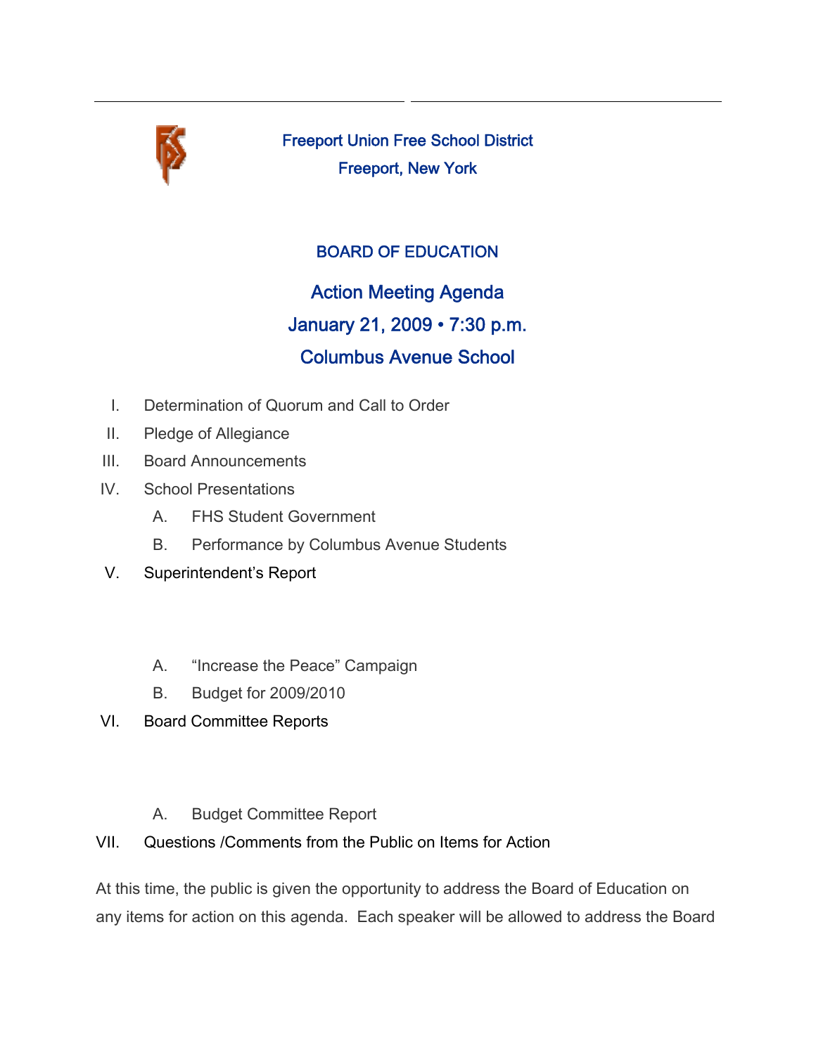Freeport Union Free School District

Freeport, New York

## BOARD OF EDUCATION

# Action Meeting Agenda

## January 21, 2009 • 7:30 p.m.

## Columbus Avenue School

I. Determination of Quorum and Call to Order

II. Pledge of Allegiance

III. Board Announcements

IV. School Presentations

  A. FHS Student Government

  B. Performance by Columbus Avenue Students

V. Superintendent's Report

  A. "Increase the Peace" Campaign

  B. Budget for 2009/2010

VI. Board Committee Reports

  A. Budget Committee Report

VII. Questions /Comments from the Public on Items for Action

At this time, the public is given the opportunity to address the Board of Education on any items for action on this agenda. Each speaker will be allowed to address the Board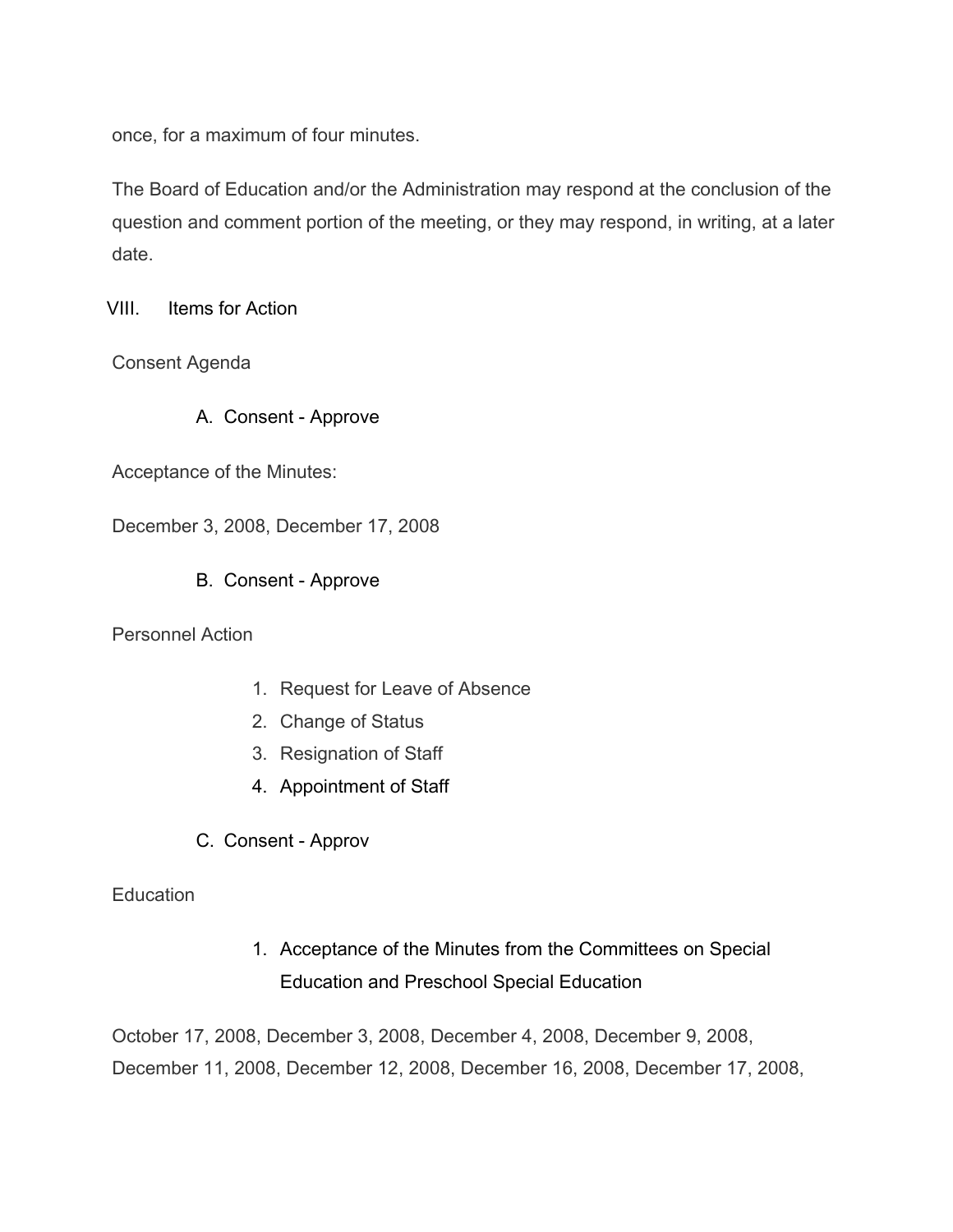once, for a maximum of four minutes.

The Board of Education and/or the Administration may respond at the conclusion of the question and comment portion of the meeting, or they may respond, in writing, at a later date.

## VIII. Items for Action

Consent Agenda

### A. Consent - Approve

Acceptance of the Minutes:

December 3, 2008, December 17, 2008

### B. Consent - Approve

Personnel Action

1. Request for Leave of Absence
2. Change of Status
3. Resignation of Staff
4. Appointment of Staff

### C. Consent - Approv

Education

1. Acceptance of the Minutes from the Committees on Special Education and Preschool Special Education

October 17, 2008, December 3, 2008, December 4, 2008, December 9, 2008, December 11, 2008, December 12, 2008, December 16, 2008, December 17, 2008,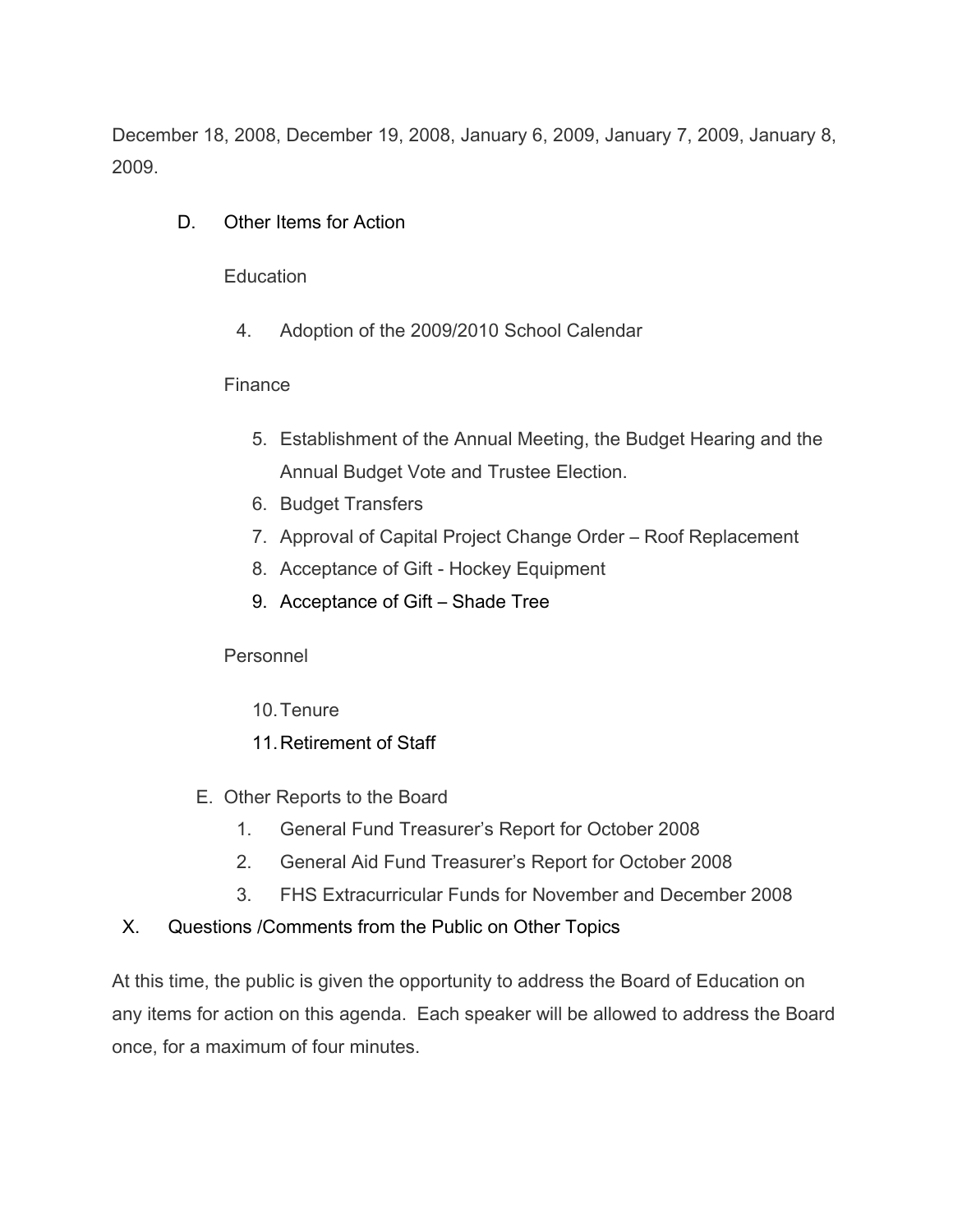December 18, 2008, December 19, 2008, January 6, 2009, January 7, 2009, January 8, 2009.

D. Other Items for Action

Education

4. Adoption of the 2009/2010 School Calendar

Finance

5. Establishment of the Annual Meeting, the Budget Hearing and the Annual Budget Vote and Trustee Election.
6. Budget Transfers
7. Approval of Capital Project Change Order – Roof Replacement
8. Acceptance of Gift - Hockey Equipment
9. Acceptance of Gift – Shade Tree

Personnel

10. Tenure
11. Retirement of Staff

E. Other Reports to the Board
   1. General Fund Treasurer's Report for October 2008
   2. General Aid Fund Treasurer's Report for October 2008
   3. FHS Extracurricular Funds for November and December 2008

X. Questions /Comments from the Public on Other Topics

At this time, the public is given the opportunity to address the Board of Education on any items for action on this agenda. Each speaker will be allowed to address the Board once, for a maximum of four minutes.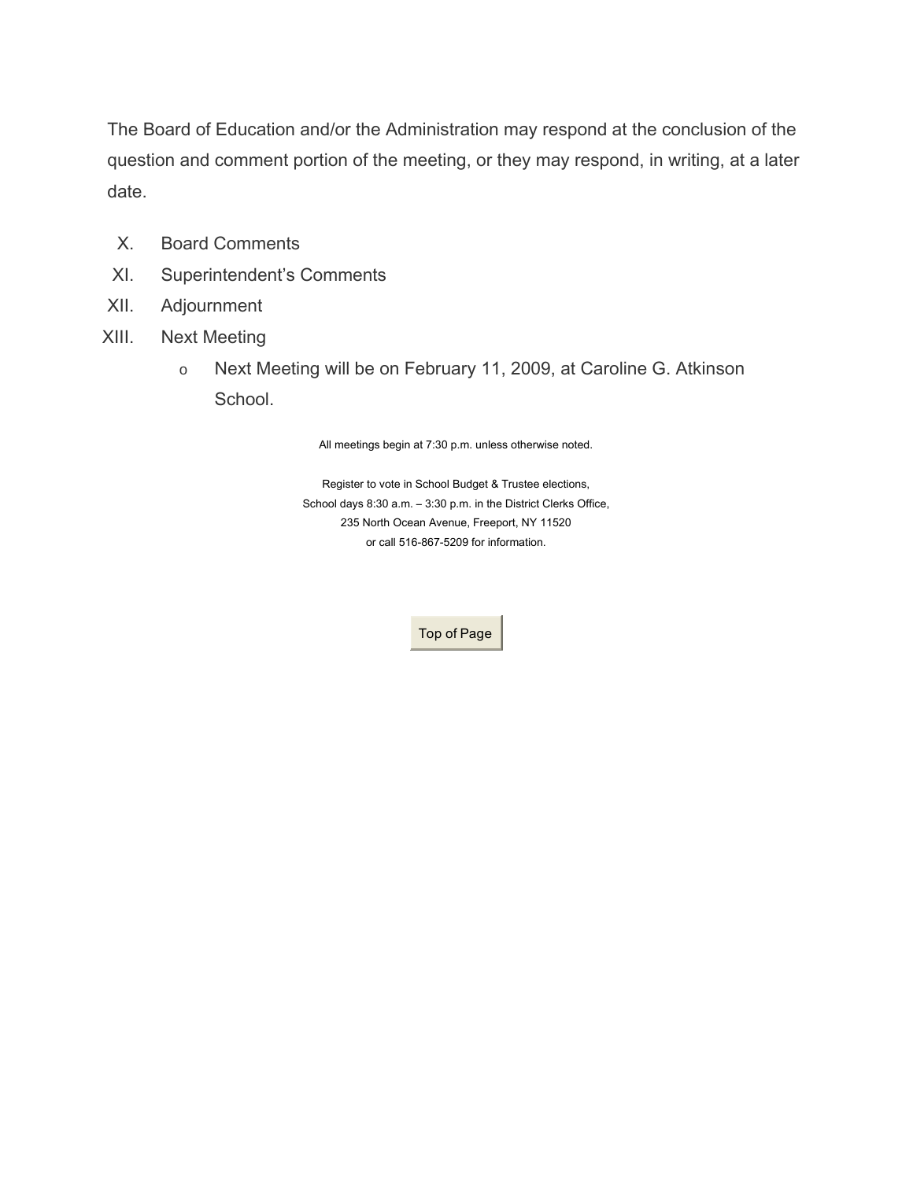The Board of Education and/or the Administration may respond at the conclusion of the question and comment portion of the meeting, or they may respond, in writing, at a later date.

X. Board Comments

XI. Superintendent's Comments

XII. Adjournment

XIII. Next Meeting

- Next Meeting will be on February 11, 2009, at Caroline G. Atkinson School.

All meetings begin at 7:30 p.m. unless otherwise noted.

Register to vote in School Budget & Trustee elections,
School days 8:30 a.m. – 3:30 p.m. in the District Clerks Office,
235 North Ocean Avenue, Freeport, NY 11520
or call 516-867-5209 for information.

Top of Page